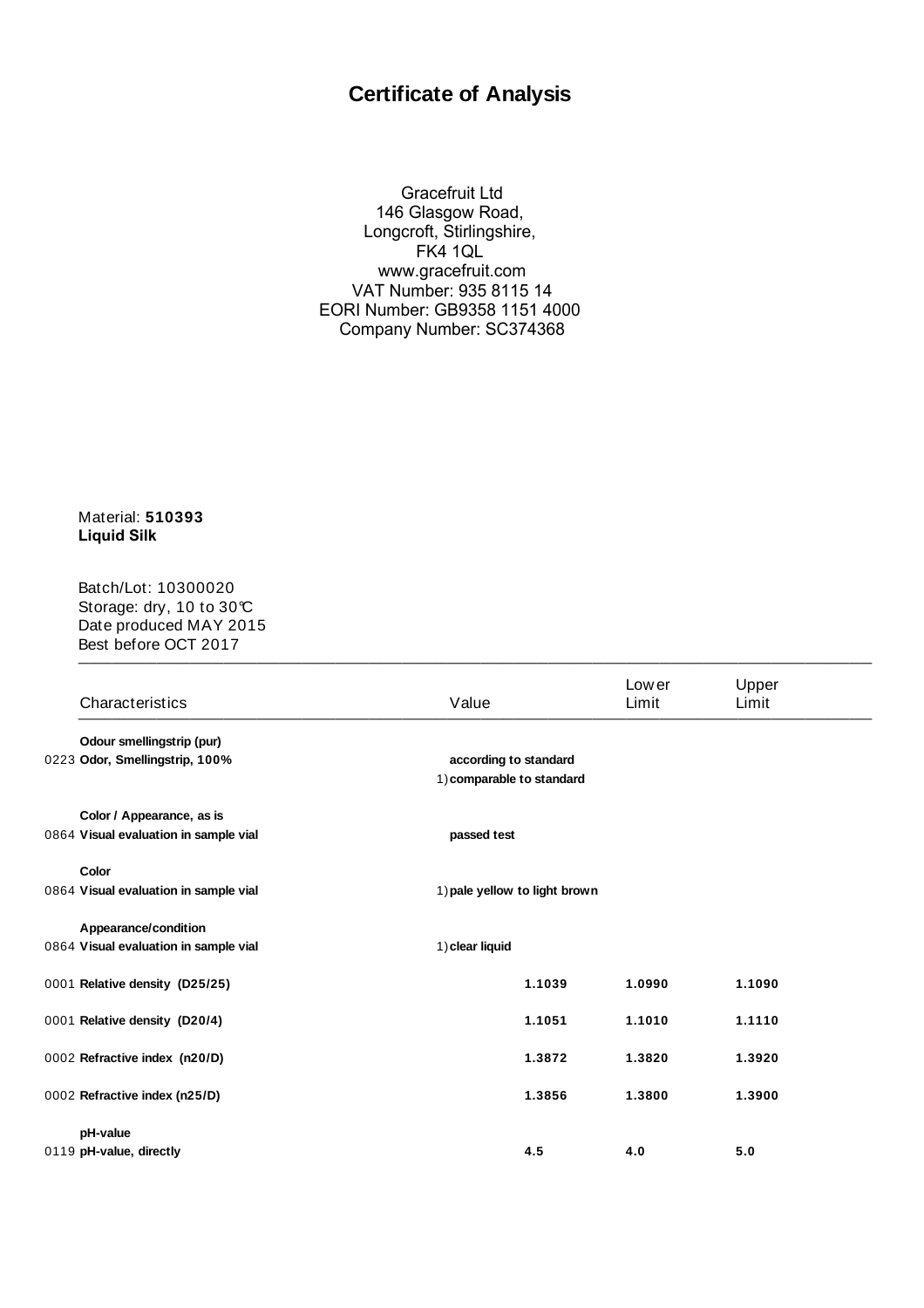# Certificate of Analysis

Gracefruit Ltd
146 Glasgow Road,
Longcroft, Stirlingshire,
FK4 1QL
www.gracefruit.com
VAT Number: 935 8115 14
EORI Number: GB9358 1151 4000
Company Number: SC374368

Material: **510393**
**Liquid Silk**

Batch/Lot: 10300020
Storage: dry, 10 to 30°C
Date produced MAY 2015
Best before OCT 2017

| | Characteristics | Value | Lower Limit | Upper Limit |
|---|---|---|---|---|
| | **Odour smellingstrip (pur)** | | | |
| 0223 | **Odor, Smellingstrip, 100%** | **according to standard** | | |
| | | 1) **comparable to standard** | | |
| | **Color / Appearance, as is** | | | |
| 0864 | **Visual evaluation in sample vial** | **passed test** | | |
| | **Color** | | | |
| 0864 | **Visual evaluation in sample vial** | 1) **pale yellow to light brown** | | |
| | **Appearance/condition** | | | |
| 0864 | **Visual evaluation in sample vial** | 1) **clear liquid** | | |
| 0001 | **Relative density (D25/25)** | **1.1039** | **1.0990** | **1.1090** |
| 0001 | **Relative density (D20/4)** | **1.1051** | **1.1010** | **1.1110** |
| 0002 | **Refractive index (n20/D)** | **1.3872** | **1.3820** | **1.3920** |
| 0002 | **Refractive index (n25/D)** | **1.3856** | **1.3800** | **1.3900** |
| | **pH-value** | | | |
| 0119 | **pH-value, directly** | **4.5** | **4.0** | **5.0** |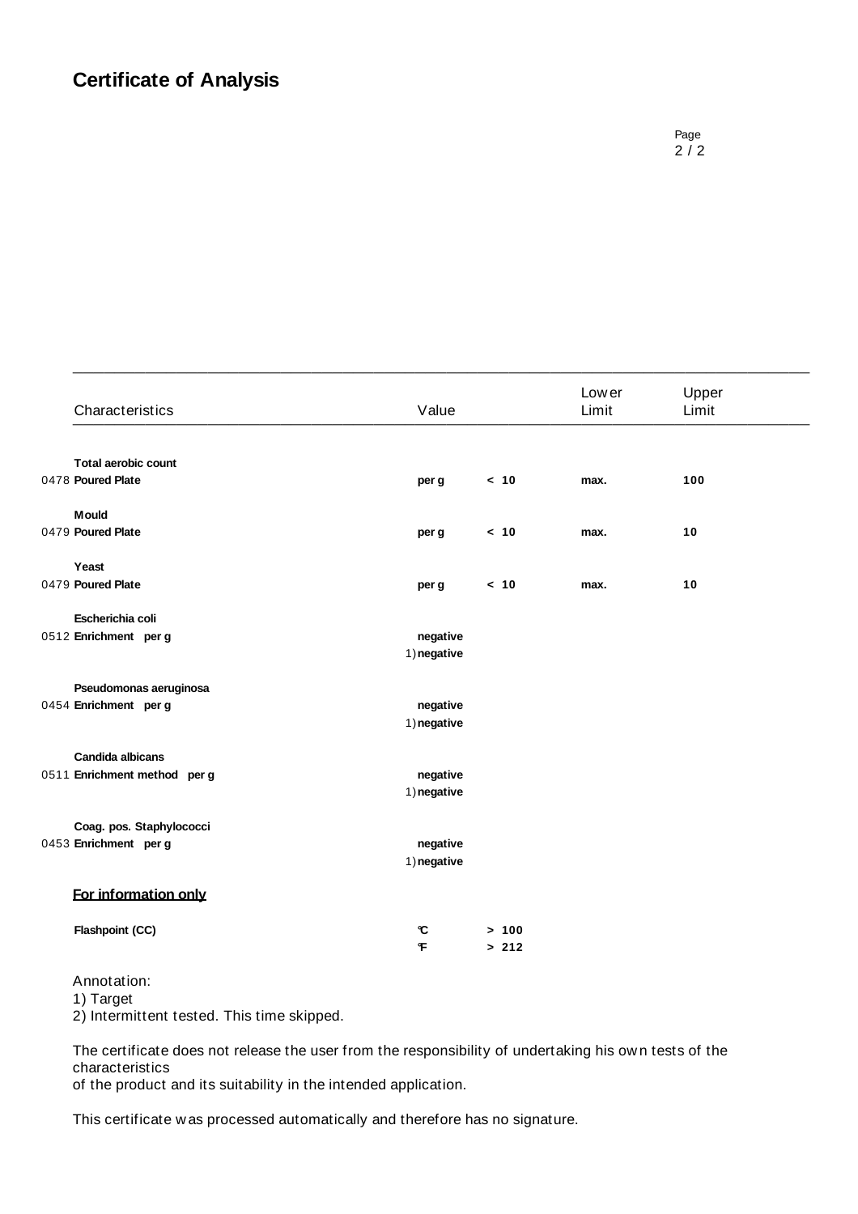# Certificate of Analysis

| | Characteristics | Value | | Lower Limit | Upper Limit |
|---|---|---|---|---|---|
| | **Total aerobic count** | | | | |
| 0478 | **Poured Plate** | **per g** | **< 10** | **max.** | **100** |
| | **Mould** | | | | |
| 0479 | **Poured Plate** | **per g** | **< 10** | **max.** | **10** |
| | **Yeast** | | | | |
| 0479 | **Poured Plate** | **per g** | **< 10** | **max.** | **10** |
| | **Escherichia coli** | | | | |
| 0512 | **Enrichment per g** | **negative** | | | |
| | | 1) **negative** | | | |
| | **Pseudomonas aeruginosa** | | | | |
| 0454 | **Enrichment per g** | **negative** | | | |
| | | 1) **negative** | | | |
| | **Candida albicans** | | | | |
| 0511 | **Enrichment method per g** | **negative** | | | |
| | | 1) **negative** | | | |
| | **Coag. pos. Staphylococci** | | | | |
| 0453 | **Enrichment per g** | **negative** | | | |
| | | 1) **negative** | | | |
| | **For information only** | | | | |
| | **Flashpoint (CC)** | **°C** | **> 100** | | |
| | | **°F** | **> 212** | | |

Annotation:
1) Target
2) Intermittent tested. This time skipped.

The certificate does not release the user from the responsibility of undertaking his own tests of the characteristics
of the product and its suitability in the intended application.

This certificate was processed automatically and therefore has no signature.